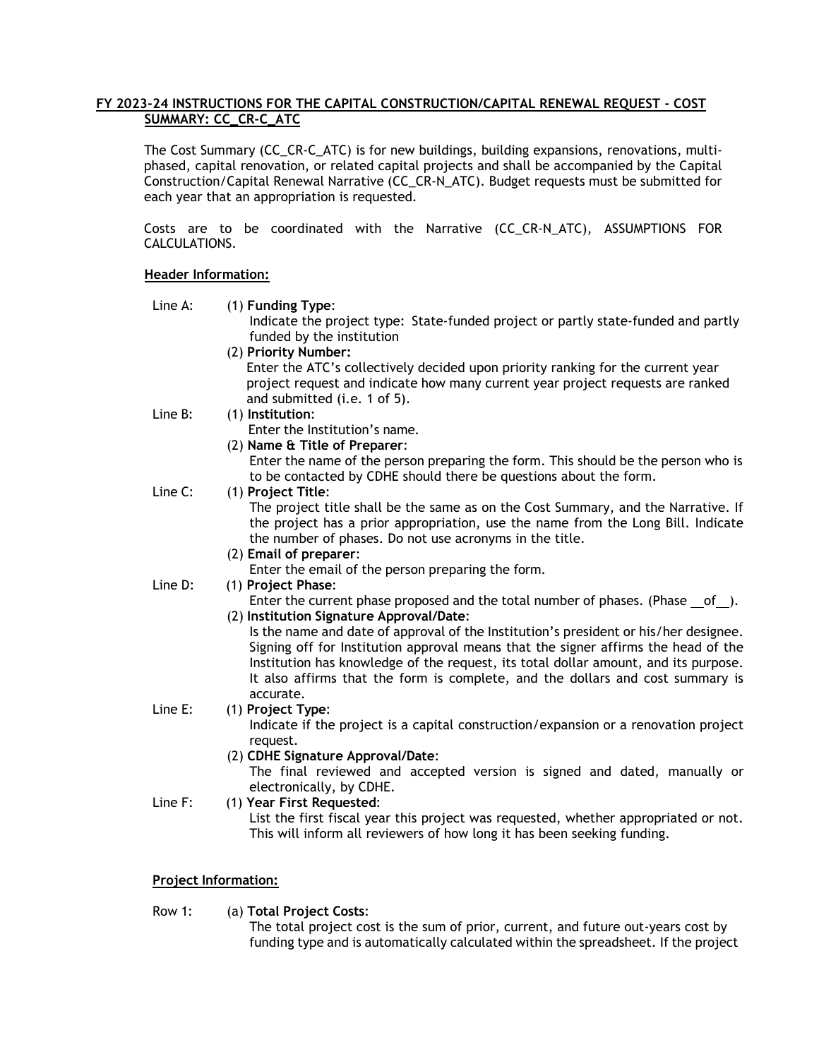## FY 2023-24 INSTRUCTIONS FOR THE CAPITAL CONSTRUCTION/CAPITAL RENEWAL REQUEST - COST SUMMARY: CC_CR-C_ATC

The Cost Summary (CC_CR-C_ATC) is for new buildings, building expansions, renovations, multi-phased, capital renovation, or related capital projects and shall be accompanied by the Capital Construction/Capital Renewal Narrative (CC_CR-N_ATC). Budget requests must be submitted for each year that an appropriation is requested.

Costs are to be coordinated with the Narrative (CC_CR-N_ATC), ASSUMPTIONS FOR CALCULATIONS.

### Header Information:

**Line A:**

(1) **Funding Type**:
Indicate the project type: State-funded project or partly state-funded and partly funded by the institution

(2) **Priority Number:**
Enter the ATC's collectively decided upon priority ranking for the current year project request and indicate how many current year project requests are ranked and submitted (i.e. 1 of 5).

**Line B:**

(1) **Institution**:
Enter the Institution's name.

(2) **Name & Title of Preparer**:
Enter the name of the person preparing the form. This should be the person who is to be contacted by CDHE should there be questions about the form.

**Line C:**

(1) **Project Title**:
The project title shall be the same as on the Cost Summary, and the Narrative. If the project has a prior appropriation, use the name from the Long Bill. Indicate the number of phases. Do not use acronyms in the title.

(2) **Email of preparer**:
Enter the email of the person preparing the form.

**Line D:**

(1) **Project Phase**:
Enter the current phase proposed and the total number of phases. (Phase \_\_of\_\_).

(2) **Institution Signature Approval/Date**:
Is the name and date of approval of the Institution's president or his/her designee. Signing off for Institution approval means that the signer affirms the head of the Institution has knowledge of the request, its total dollar amount, and its purpose. It also affirms that the form is complete, and the dollars and cost summary is accurate.

**Line E:**

(1) **Project Type**:
Indicate if the project is a capital construction/expansion or a renovation project request.

(2) **CDHE Signature Approval/Date**:
The final reviewed and accepted version is signed and dated, manually or electronically, by CDHE.

**Line F:**

(1) **Year First Requested**:
List the first fiscal year this project was requested, whether appropriated or not. This will inform all reviewers of how long it has been seeking funding.

### Project Information:

**Row 1:**

(a) **Total Project Costs**:
The total project cost is the sum of prior, current, and future out-years cost by funding type and is automatically calculated within the spreadsheet. If the project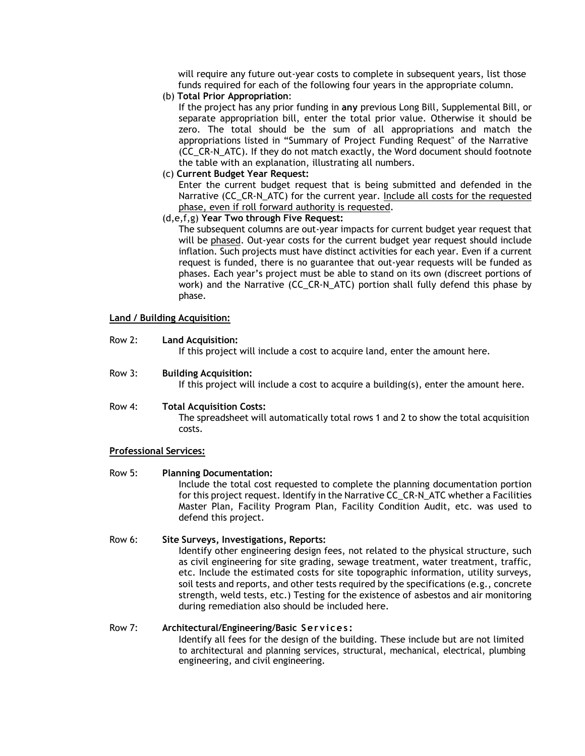will require any future out-year costs to complete in subsequent years, list those funds required for each of the following four years in the appropriate column.

(b) **Total Prior Appropriation**:
If the project has any prior funding in **any** previous Long Bill, Supplemental Bill, or separate appropriation bill, enter the total prior value. Otherwise it should be zero. The total should be the sum of all appropriations and match the appropriations listed in "Summary of Project Funding Request" of the Narrative (CC_CR-N_ATC). If they do not match exactly, the Word document should footnote the table with an explanation, illustrating all numbers.

(c) **Current Budget Year Request:**
Enter the current budget request that is being submitted and defended in the Narrative (CC_CR-N_ATC) for the current year. <u>Include all costs for the requested phase, even if roll forward authority is requested</u>.

(d,e,f,g) **Year Two through Five Request:**
The subsequent columns are out-year impacts for current budget year request that will be <u>phased</u>. Out-year costs for the current budget year request should include inflation. Such projects must have distinct activities for each year. Even if a current request is funded, there is no guarantee that out-year requests will be funded as phases. Each year's project must be able to stand on its own (discreet portions of work) and the Narrative (CC_CR-N_ATC) portion shall fully defend this phase by phase.

**<u>Land / Building Acquisition:</u>**

Row 2: **Land Acquisition:**
If this project will include a cost to acquire land, enter the amount here.

Row 3: **Building Acquisition:**
If this project will include a cost to acquire a building(s), enter the amount here.

Row 4: **Total Acquisition Costs:**
The spreadsheet will automatically total rows 1 and 2 to show the total acquisition costs.

**<u>Professional Services:</u>**

Row 5: **Planning Documentation:**
Include the total cost requested to complete the planning documentation portion for this project request. Identify in the Narrative CC_CR-N_ATC whether a Facilities Master Plan, Facility Program Plan, Facility Condition Audit, etc. was used to defend this project.

Row 6: **Site Surveys, Investigations, Reports:**
Identify other engineering design fees, not related to the physical structure, such as civil engineering for site grading, sewage treatment, water treatment, traffic, etc. Include the estimated costs for site topographic information, utility surveys, soil tests and reports, and other tests required by the specifications (e.g., concrete strength, weld tests, etc.) Testing for the existence of asbestos and air monitoring during remediation also should be included here.

Row 7: **Architectural/Engineering/Basic Services:**
Identify all fees for the design of the building. These include but are not limited to architectural and planning services, structural, mechanical, electrical, plumbing engineering, and civil engineering.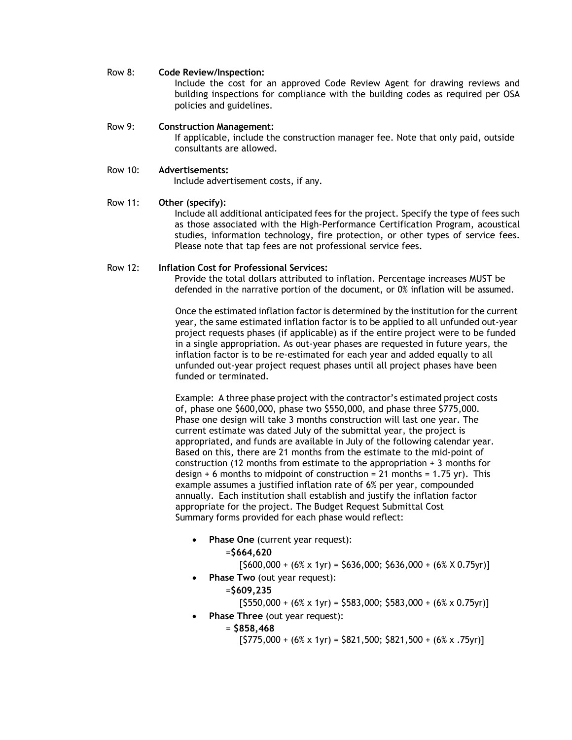Row 8: **Code Review/Inspection:**

Include the cost for an approved Code Review Agent for drawing reviews and building inspections for compliance with the building codes as required per OSA policies and guidelines.

Row 9: **Construction Management:**

If applicable, include the construction manager fee. Note that only paid, outside consultants are allowed.

Row 10: **Advertisements:**

Include advertisement costs, if any.

Row 11: **Other (specify):**

Include all additional anticipated fees for the project. Specify the type of fees such as those associated with the High-Performance Certification Program, acoustical studies, information technology, fire protection, or other types of service fees. Please note that tap fees are not professional service fees.

Row 12: **Inflation Cost for Professional Services:**

Provide the total dollars attributed to inflation. Percentage increases MUST be defended in the narrative portion of the document, or 0% inflation will be assumed.

Once the estimated inflation factor is determined by the institution for the current year, the same estimated inflation factor is to be applied to all unfunded out-year project requests phases (if applicable) as if the entire project were to be funded in a single appropriation. As out-year phases are requested in future years, the inflation factor is to be re-estimated for each year and added equally to all unfunded out-year project request phases until all project phases have been funded or terminated.

Example: A three phase project with the contractor's estimated project costs of, phase one $600,000, phase two $550,000, and phase three $775,000. Phase one design will take 3 months construction will last one year. The current estimate was dated July of the submittal year, the project is appropriated, and funds are available in July of the following calendar year. Based on this, there are 21 months from the estimate to the mid-point of construction (12 months from estimate to the appropriation + 3 months for design + 6 months to midpoint of construction = 21 months = 1.75 yr). This example assumes a justified inflation rate of 6% per year, compounded annually. Each institution shall establish and justify the inflation factor appropriate for the project. The Budget Request Submittal Cost Summary forms provided for each phase would reflect:

- **Phase One** (current year request):
  =**$664,620**
  [$600,000 + (6% x 1yr) = $636,000; $636,000 + (6% X 0.75yr)]
- **Phase Two** (out year request):
  =**$609,235**
  [$550,000 + (6% x 1yr) = $583,000; $583,000 + (6% x 0.75yr)]
- **Phase Three** (out year request):
  = **$858,468**
  [$775,000 + (6% x 1yr) = $821,500; $821,500 + (6% x .75yr)]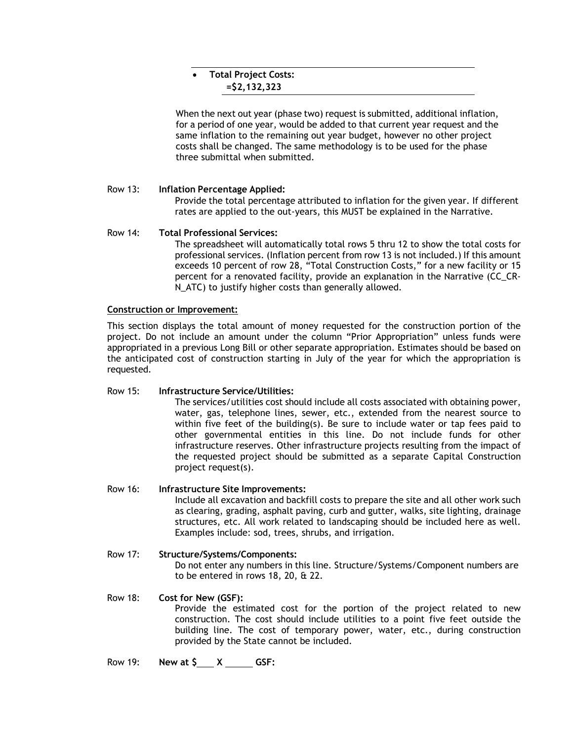- **Total Project Costs:**
  **=$2,132,323**

When the next out year (phase two) request is submitted, additional inflation, for a period of one year, would be added to that current year request and the same inflation to the remaining out year budget, however no other project costs shall be changed. The same methodology is to be used for the phase three submittal when submitted.

Row 13: **Inflation Percentage Applied:**

Provide the total percentage attributed to inflation for the given year. If different rates are applied to the out-years, this MUST be explained in the Narrative.

Row 14: **Total Professional Services:**

The spreadsheet will automatically total rows 5 thru 12 to show the total costs for professional services. (Inflation percent from row 13 is not included.) If this amount exceeds 10 percent of row 28, "Total Construction Costs," for a new facility or 15 percent for a renovated facility, provide an explanation in the Narrative (CC_CR-N_ATC) to justify higher costs than generally allowed.

**Construction or Improvement:**

This section displays the total amount of money requested for the construction portion of the project. Do not include an amount under the column "Prior Appropriation" unless funds were appropriated in a previous Long Bill or other separate appropriation. Estimates should be based on the anticipated cost of construction starting in July of the year for which the appropriation is requested.

Row 15: **Infrastructure Service/Utilities:**

The services/utilities cost should include all costs associated with obtaining power, water, gas, telephone lines, sewer, etc., extended from the nearest source to within five feet of the building(s). Be sure to include water or tap fees paid to other governmental entities in this line. Do not include funds for other infrastructure reserves. Other infrastructure projects resulting from the impact of the requested project should be submitted as a separate Capital Construction project request(s).

Row 16: **Infrastructure Site Improvements:**

Include all excavation and backfill costs to prepare the site and all other work such as clearing, grading, asphalt paving, curb and gutter, walks, site lighting, drainage structures, etc. All work related to landscaping should be included here as well. Examples include: sod, trees, shrubs, and irrigation.

Row 17: **Structure/Systems/Components:**

Do not enter any numbers in this line. Structure/Systems/Component numbers are to be entered in rows 18, 20, & 22.

Row 18: **Cost for New (GSF):**

Provide the estimated cost for the portion of the project related to new construction. The cost should include utilities to a point five feet outside the building line. The cost of temporary power, water, etc., during construction provided by the State cannot be included.

Row 19: **New at $\_\_\_\_ X \_\_\_\_\_\_ GSF:**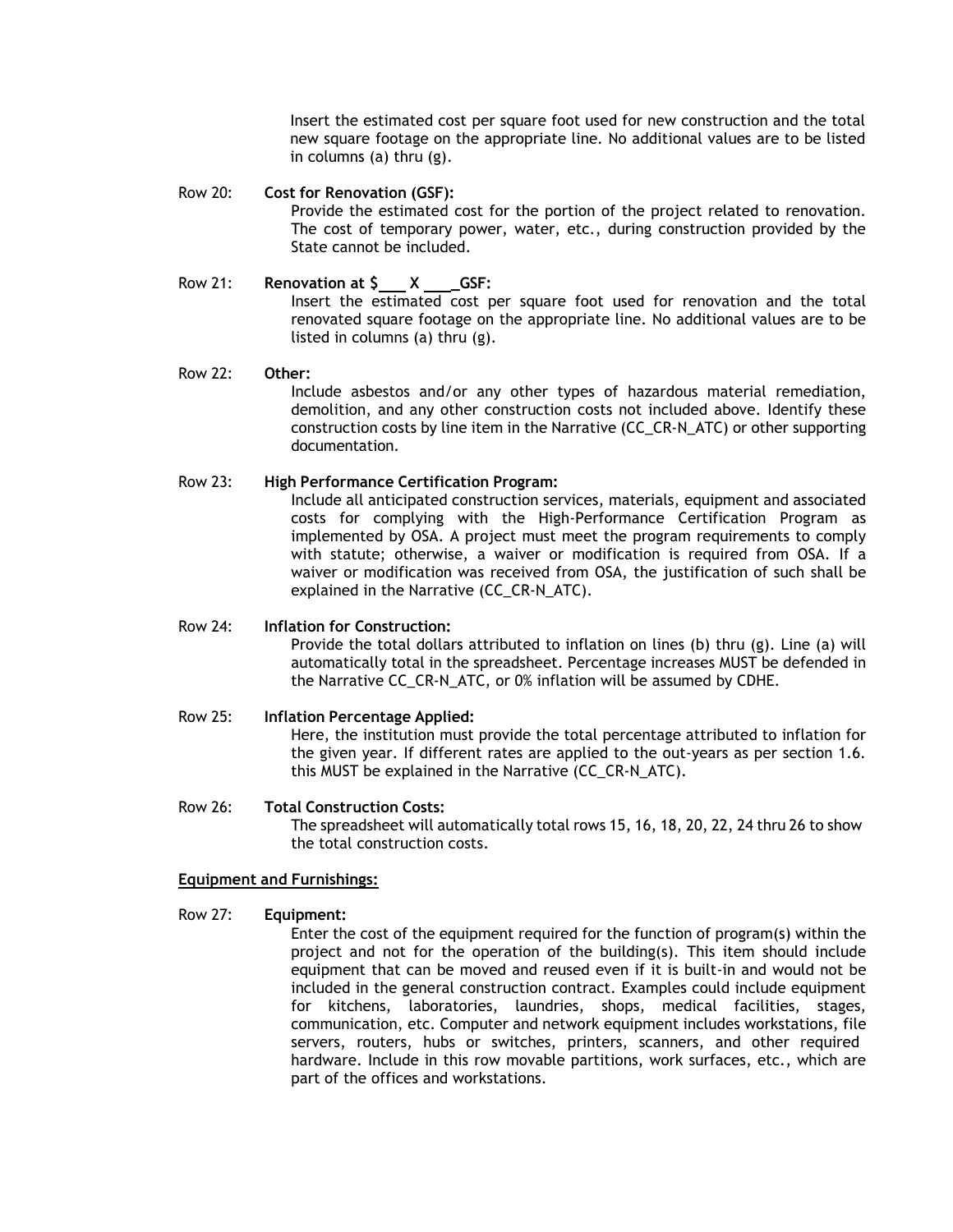Insert the estimated cost per square foot used for new construction and the total new square footage on the appropriate line. No additional values are to be listed in columns (a) thru (g).

Row 20: **Cost for Renovation (GSF):**

Provide the estimated cost for the portion of the project related to renovation. The cost of temporary power, water, etc., during construction provided by the State cannot be included.

Row 21: **Renovation at $\_\_\_ X \_\_\_\_GSF:**

Insert the estimated cost per square foot used for renovation and the total renovated square footage on the appropriate line. No additional values are to be listed in columns (a) thru (g).

Row 22: **Other:**

Include asbestos and/or any other types of hazardous material remediation, demolition, and any other construction costs not included above. Identify these construction costs by line item in the Narrative (CC_CR-N_ATC) or other supporting documentation.

Row 23: **High Performance Certification Program:**

Include all anticipated construction services, materials, equipment and associated costs for complying with the High-Performance Certification Program as implemented by OSA. A project must meet the program requirements to comply with statute; otherwise, a waiver or modification is required from OSA. If a waiver or modification was received from OSA, the justification of such shall be explained in the Narrative (CC_CR-N_ATC).

Row 24: **Inflation for Construction:**

Provide the total dollars attributed to inflation on lines (b) thru (g). Line (a) will automatically total in the spreadsheet. Percentage increases MUST be defended in the Narrative CC_CR-N_ATC, or 0% inflation will be assumed by CDHE.

Row 25: **Inflation Percentage Applied:**

Here, the institution must provide the total percentage attributed to inflation for the given year. If different rates are applied to the out-years as per section 1.6. this MUST be explained in the Narrative (CC_CR-N_ATC).

Row 26: **Total Construction Costs:**

The spreadsheet will automatically total rows 15, 16, 18, 20, 22, 24 thru 26 to show the total construction costs.

**<u>Equipment and Furnishings:</u>**

Row 27: **Equipment:**

Enter the cost of the equipment required for the function of program(s) within the project and not for the operation of the building(s). This item should include equipment that can be moved and reused even if it is built-in and would not be included in the general construction contract. Examples could include equipment for kitchens, laboratories, laundries, shops, medical facilities, stages, communication, etc. Computer and network equipment includes workstations, file servers, routers, hubs or switches, printers, scanners, and other required hardware. Include in this row movable partitions, work surfaces, etc., which are part of the offices and workstations.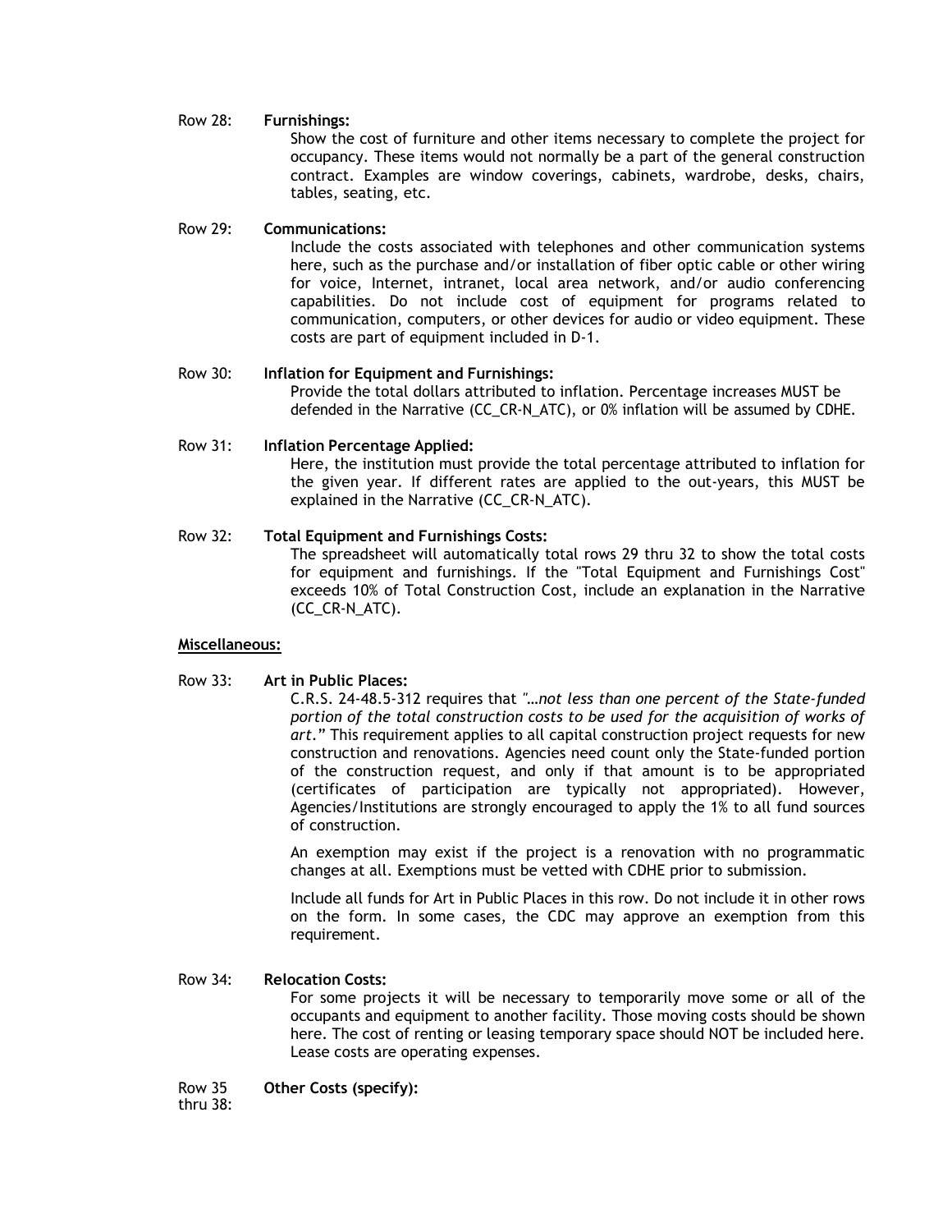Row 28: **Furnishings:**

Show the cost of furniture and other items necessary to complete the project for occupancy. These items would not normally be a part of the general construction contract. Examples are window coverings, cabinets, wardrobe, desks, chairs, tables, seating, etc.

Row 29: **Communications:**

Include the costs associated with telephones and other communication systems here, such as the purchase and/or installation of fiber optic cable or other wiring for voice, Internet, intranet, local area network, and/or audio conferencing capabilities. Do not include cost of equipment for programs related to communication, computers, or other devices for audio or video equipment. These costs are part of equipment included in D-1.

Row 30: **Inflation for Equipment and Furnishings:**

Provide the total dollars attributed to inflation. Percentage increases MUST be defended in the Narrative (CC_CR-N_ATC), or 0% inflation will be assumed by CDHE.

Row 31: **Inflation Percentage Applied:**

Here, the institution must provide the total percentage attributed to inflation for the given year. If different rates are applied to the out-years, this MUST be explained in the Narrative (CC_CR-N_ATC).

Row 32: **Total Equipment and Furnishings Costs:**

The spreadsheet will automatically total rows 29 thru 32 to show the total costs for equipment and furnishings. If the "Total Equipment and Furnishings Cost" exceeds 10% of Total Construction Cost, include an explanation in the Narrative (CC_CR-N_ATC).

**<u>Miscellaneous:</u>**

Row 33: **Art in Public Places:**

C.R.S. 24-48.5-312 requires that *"…not less than one percent of the State-funded portion of the total construction costs to be used for the acquisition of works of art."* This requirement applies to all capital construction project requests for new construction and renovations. Agencies need count only the State-funded portion of the construction request, and only if that amount is to be appropriated (certificates of participation are typically not appropriated). However, Agencies/Institutions are strongly encouraged to apply the 1% to all fund sources of construction.

An exemption may exist if the project is a renovation with no programmatic changes at all. Exemptions must be vetted with CDHE prior to submission.

Include all funds for Art in Public Places in this row. Do not include it in other rows on the form. In some cases, the CDC may approve an exemption from this requirement.

Row 34: **Relocation Costs:**

For some projects it will be necessary to temporarily move some or all of the occupants and equipment to another facility. Those moving costs should be shown here. The cost of renting or leasing temporary space should NOT be included here. Lease costs are operating expenses.

Row 35 thru 38: **Other Costs (specify):**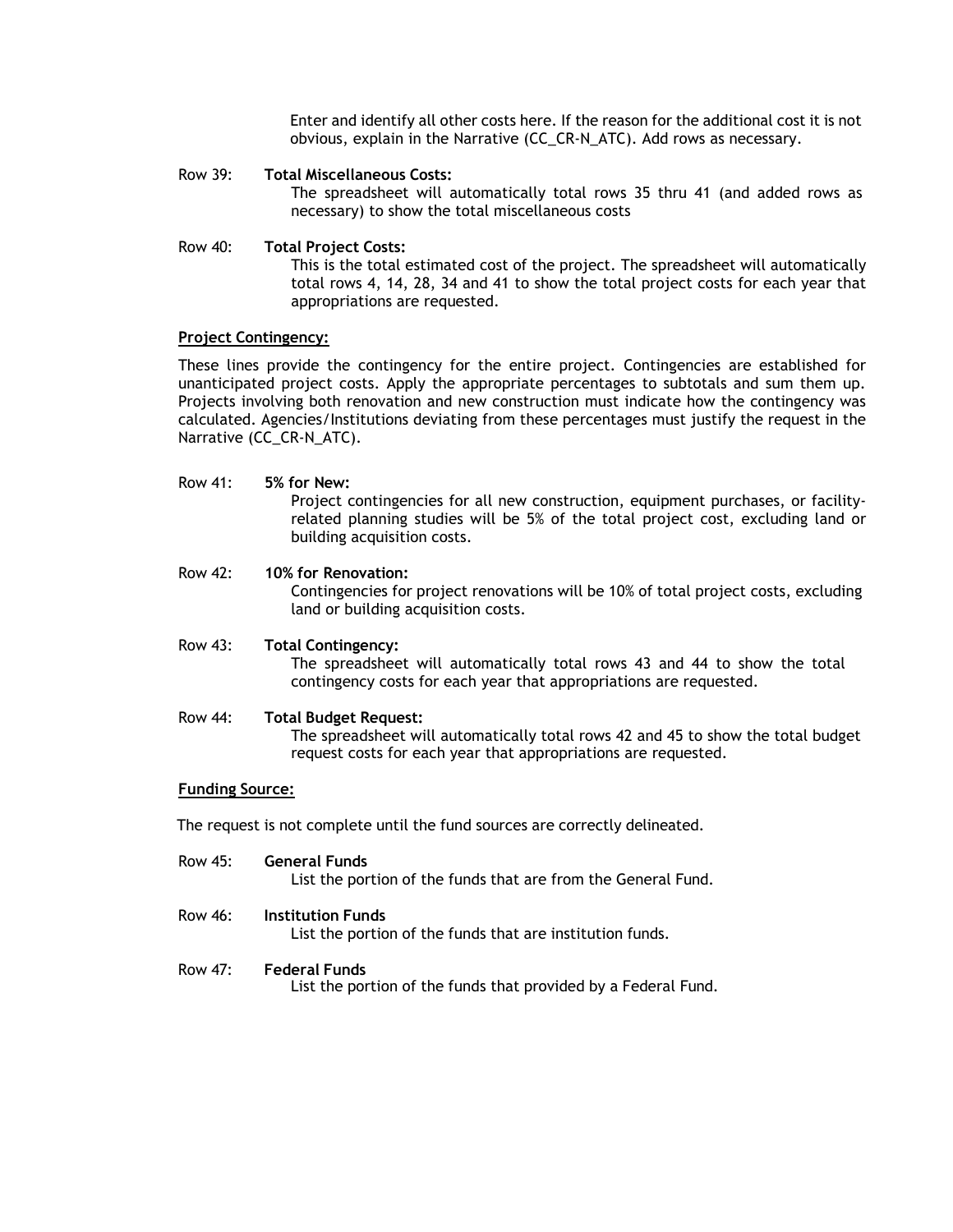Enter and identify all other costs here. If the reason for the additional cost it is not obvious, explain in the Narrative (CC_CR-N_ATC). Add rows as necessary.

Row 39: **Total Miscellaneous Costs:**
The spreadsheet will automatically total rows 35 thru 41 (and added rows as necessary) to show the total miscellaneous costs

Row 40: **Total Project Costs:**
This is the total estimated cost of the project. The spreadsheet will automatically total rows 4, 14, 28, 34 and 41 to show the total project costs for each year that appropriations are requested.

**Project Contingency:**

These lines provide the contingency for the entire project. Contingencies are established for unanticipated project costs. Apply the appropriate percentages to subtotals and sum them up. Projects involving both renovation and new construction must indicate how the contingency was calculated. Agencies/Institutions deviating from these percentages must justify the request in the Narrative (CC_CR-N_ATC).

Row 41: **5% for New:**
Project contingencies for all new construction, equipment purchases, or facility-related planning studies will be 5% of the total project cost, excluding land or building acquisition costs.

Row 42: **10% for Renovation:**
Contingencies for project renovations will be 10% of total project costs, excluding land or building acquisition costs.

Row 43: **Total Contingency:**
The spreadsheet will automatically total rows 43 and 44 to show the total contingency costs for each year that appropriations are requested.

Row 44: **Total Budget Request:**
The spreadsheet will automatically total rows 42 and 45 to show the total budget request costs for each year that appropriations are requested.

**Funding Source:**

The request is not complete until the fund sources are correctly delineated.

Row 45: **General Funds**
List the portion of the funds that are from the General Fund.

Row 46: **Institution Funds**
List the portion of the funds that are institution funds.

Row 47: **Federal Funds**
List the portion of the funds that provided by a Federal Fund.